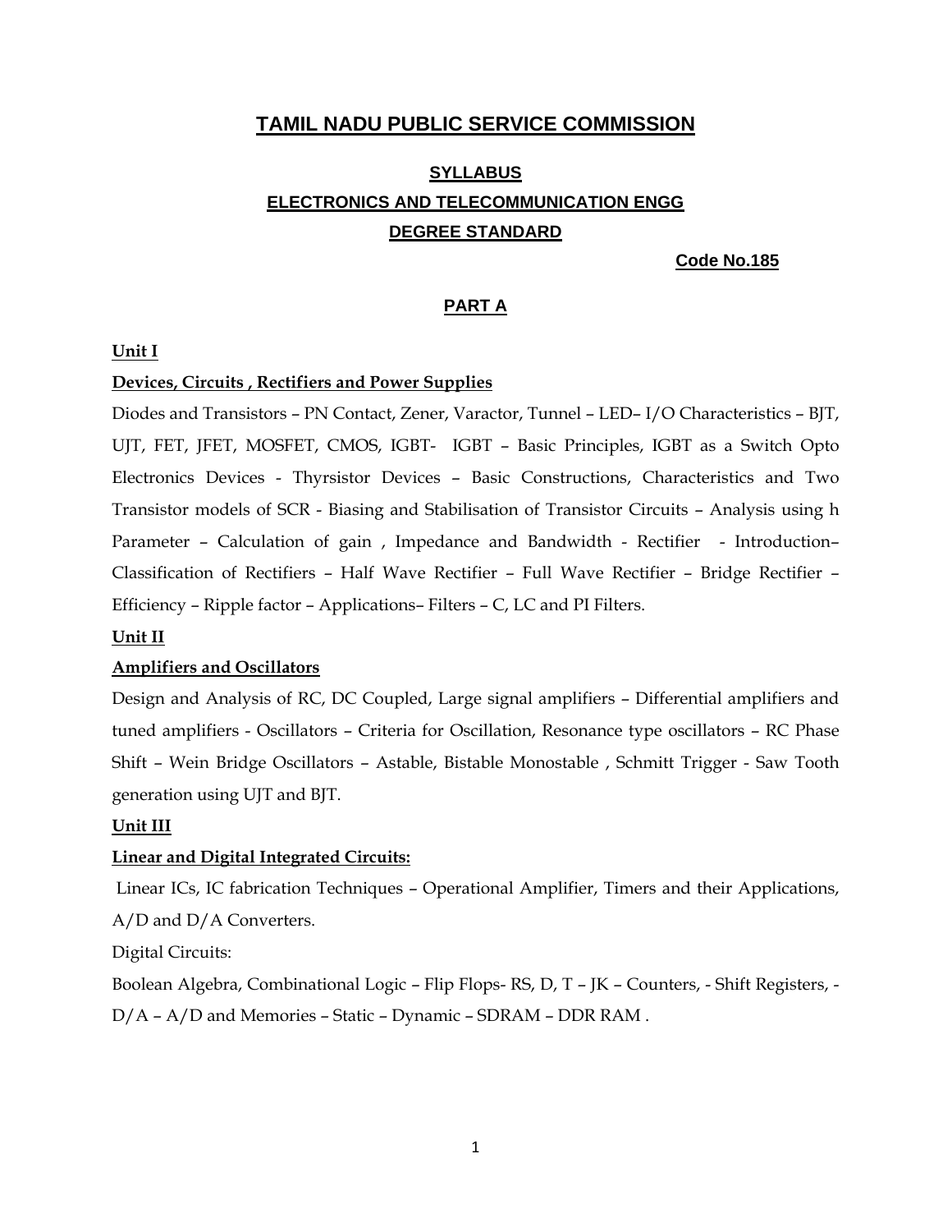# TAMIL NADU PUBLIC SERVICE COMMISSION

## SYLLABUS

## ELECTRONICS AND TELECOMMUNICATION ENGG

## DEGREE STANDARD

**Code No.185**

## PART A

**Unit I**

**Devices, Circuits , Rectifiers and Power Supplies**

Diodes and Transistors – PN Contact, Zener, Varactor, Tunnel – LED– I/O Characteristics – BJT, UJT, FET, JFET, MOSFET, CMOS, IGBT- IGBT – Basic Principles, IGBT as a Switch Opto Electronics Devices - Thyrsistor Devices – Basic Constructions, Characteristics and Two Transistor models of SCR - Biasing and Stabilisation of Transistor Circuits – Analysis using h Parameter – Calculation of gain , Impedance and Bandwidth - Rectifier - Introduction– Classification of Rectifiers – Half Wave Rectifier – Full Wave Rectifier – Bridge Rectifier – Efficiency – Ripple factor – Applications– Filters – C, LC and PI Filters.

**Unit II**

**Amplifiers and Oscillators**

Design and Analysis of RC, DC Coupled, Large signal amplifiers – Differential amplifiers and tuned amplifiers - Oscillators – Criteria for Oscillation, Resonance type oscillators – RC Phase Shift – Wein Bridge Oscillators – Astable, Bistable Monostable , Schmitt Trigger - Saw Tooth generation using UJT and BJT.

**Unit III**

**Linear and Digital Integrated Circuits:**

Linear ICs, IC fabrication Techniques – Operational Amplifier, Timers and their Applications, A/D and D/A Converters.

Digital Circuits:

Boolean Algebra, Combinational Logic – Flip Flops- RS, D, T – JK – Counters, - Shift Registers, - D/A – A/D and Memories – Static – Dynamic – SDRAM – DDR RAM .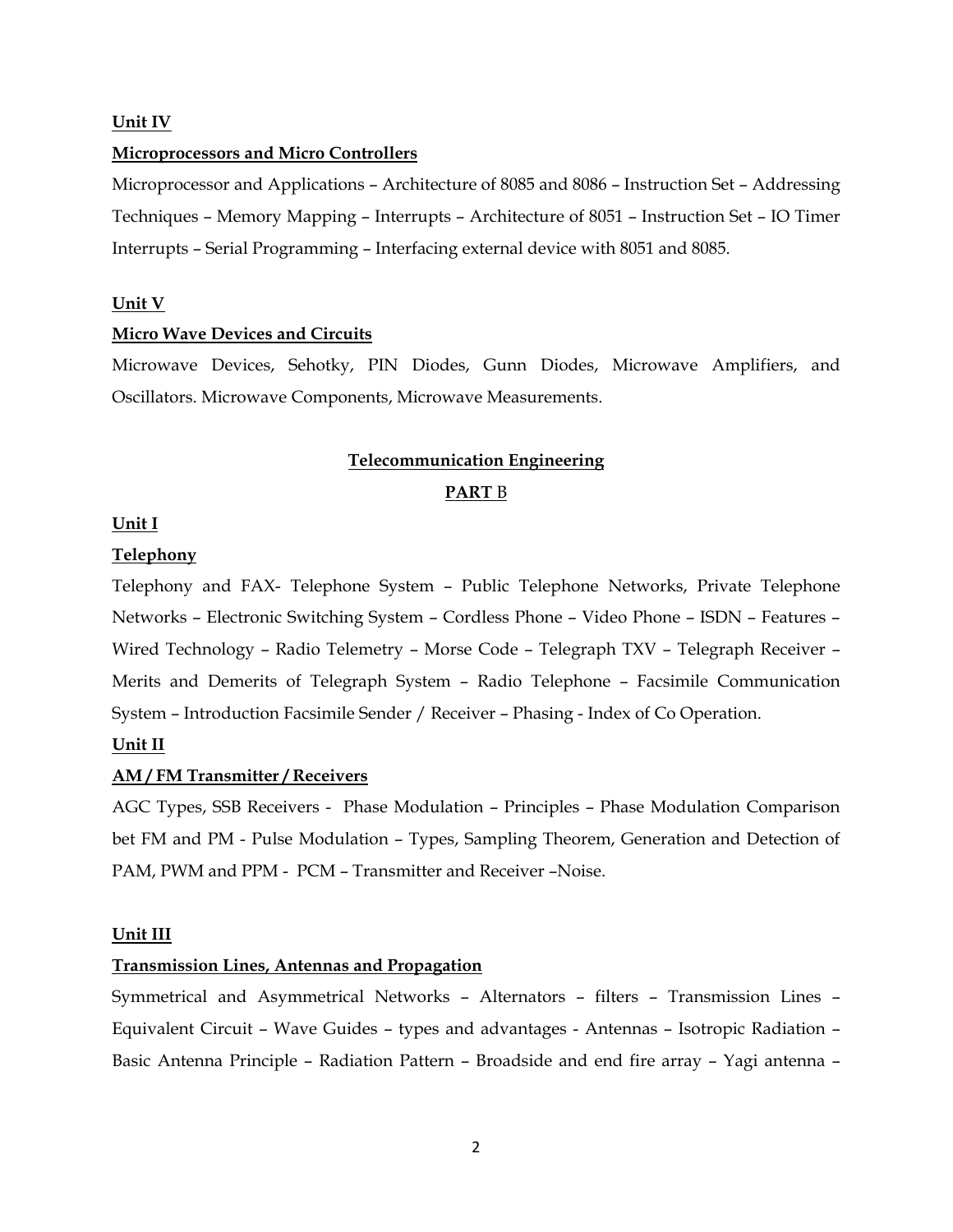**Unit IV**

**Microprocessors and Micro Controllers**

Microprocessor and Applications – Architecture of 8085 and 8086 – Instruction Set – Addressing Techniques – Memory Mapping – Interrupts – Architecture of 8051 – Instruction Set – IO Timer Interrupts – Serial Programming – Interfacing external device with 8051 and 8085.

**Unit V**

**Micro Wave Devices and Circuits**

Microwave Devices, Sehotky, PIN Diodes, Gunn Diodes, Microwave Amplifiers, and Oscillators. Microwave Components, Microwave Measurements.

## Telecommunication Engineering

### PART B

**Unit I**

**Telephony**

Telephony and FAX- Telephone System – Public Telephone Networks, Private Telephone Networks – Electronic Switching System – Cordless Phone – Video Phone – ISDN – Features – Wired Technology – Radio Telemetry – Morse Code – Telegraph TXV – Telegraph Receiver – Merits and Demerits of Telegraph System – Radio Telephone – Facsimile Communication System – Introduction Facsimile Sender / Receiver – Phasing - Index of Co Operation.

**Unit II**

**AM / FM Transmitter / Receivers**

AGC Types, SSB Receivers - Phase Modulation – Principles – Phase Modulation Comparison bet FM and PM - Pulse Modulation – Types, Sampling Theorem, Generation and Detection of PAM, PWM and PPM - PCM – Transmitter and Receiver –Noise.

**Unit III**

**Transmission Lines, Antennas and Propagation**

Symmetrical and Asymmetrical Networks – Alternators – filters – Transmission Lines – Equivalent Circuit – Wave Guides – types and advantages - Antennas – Isotropic Radiation – Basic Antenna Principle – Radiation Pattern – Broadside and end fire array – Yagi antenna –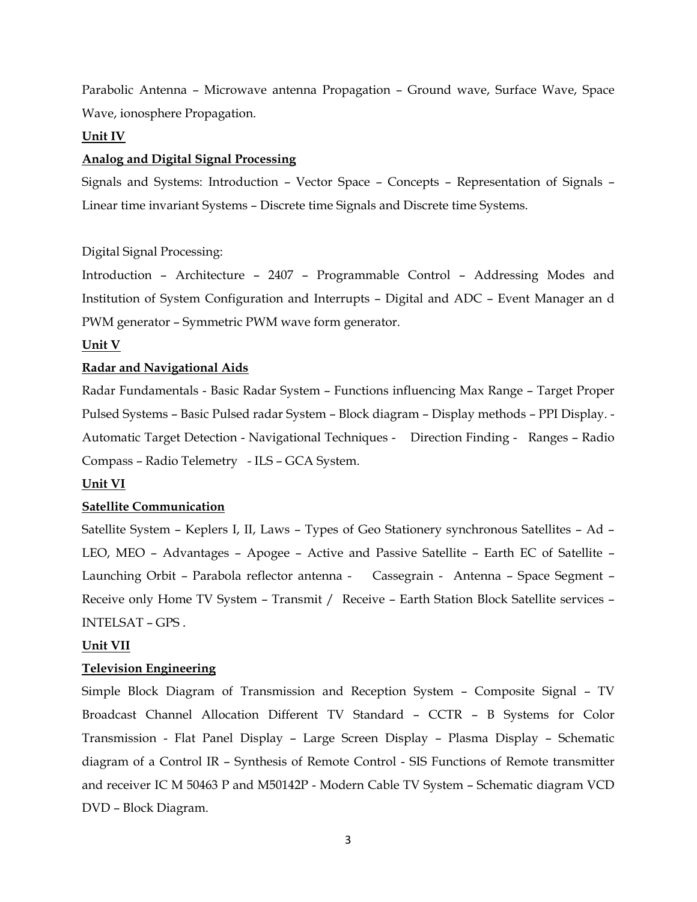Parabolic Antenna – Microwave antenna Propagation – Ground wave, Surface Wave, Space Wave, ionosphere Propagation.

**Unit IV**

**Analog and Digital Signal Processing**

Signals and Systems: Introduction – Vector Space – Concepts – Representation of Signals – Linear time invariant Systems – Discrete time Signals and Discrete time Systems.

Digital Signal Processing:

Introduction – Architecture – 2407 – Programmable Control – Addressing Modes and Institution of System Configuration and Interrupts – Digital and ADC – Event Manager an d PWM generator – Symmetric PWM wave form generator.

**Unit V**

**Radar and Navigational Aids**

Radar Fundamentals - Basic Radar System – Functions influencing Max Range – Target Proper Pulsed Systems – Basic Pulsed radar System – Block diagram – Display methods – PPI Display. - Automatic Target Detection - Navigational Techniques - Direction Finding - Ranges – Radio Compass – Radio Telemetry - ILS – GCA System.

**Unit VI**

**Satellite Communication**

Satellite System – Keplers I, II, Laws – Types of Geo Stationery synchronous Satellites – Ad – LEO, MEO – Advantages – Apogee – Active and Passive Satellite – Earth EC of Satellite – Launching Orbit – Parabola reflector antenna - Cassegrain - Antenna – Space Segment – Receive only Home TV System – Transmit / Receive – Earth Station Block Satellite services – INTELSAT – GPS .

**Unit VII**

**Television Engineering**

Simple Block Diagram of Transmission and Reception System – Composite Signal – TV Broadcast Channel Allocation Different TV Standard – CCTR – B Systems for Color Transmission - Flat Panel Display – Large Screen Display – Plasma Display – Schematic diagram of a Control IR – Synthesis of Remote Control - SIS Functions of Remote transmitter and receiver IC M 50463 P and M50142P - Modern Cable TV System – Schematic diagram VCD DVD – Block Diagram.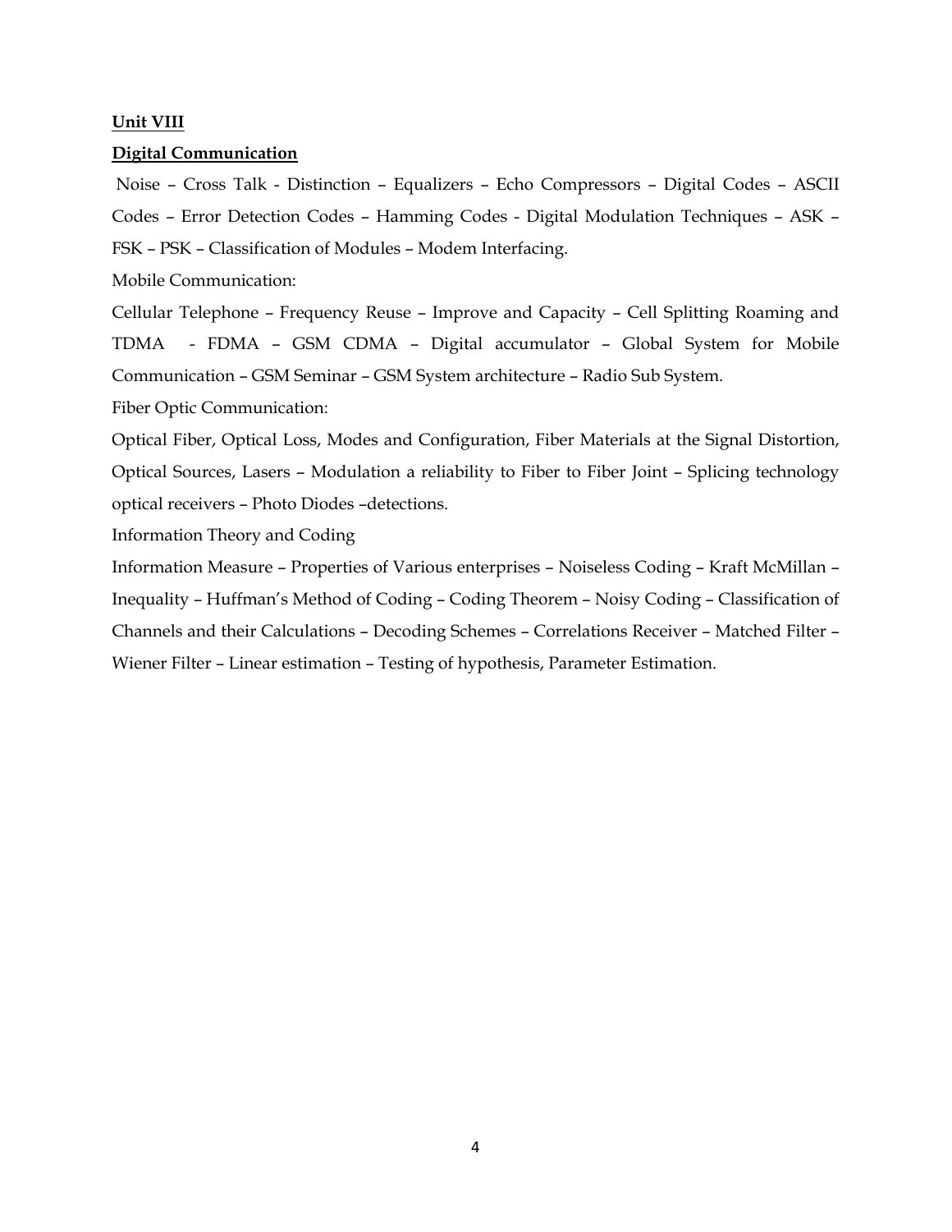**Unit VIII**

**Digital Communication**

Noise – Cross Talk - Distinction – Equalizers – Echo Compressors – Digital Codes – ASCII Codes – Error Detection Codes – Hamming Codes - Digital Modulation Techniques – ASK – FSK – PSK – Classification of Modules – Modem Interfacing.

Mobile Communication:

Cellular Telephone – Frequency Reuse – Improve and Capacity – Cell Splitting Roaming and TDMA - FDMA – GSM CDMA – Digital accumulator – Global System for Mobile Communication – GSM Seminar – GSM System architecture – Radio Sub System.

Fiber Optic Communication:

Optical Fiber, Optical Loss, Modes and Configuration, Fiber Materials at the Signal Distortion, Optical Sources, Lasers – Modulation a reliability to Fiber to Fiber Joint – Splicing technology optical receivers – Photo Diodes –detections.

Information Theory and Coding

Information Measure – Properties of Various enterprises – Noiseless Coding – Kraft McMillan – Inequality – Huffman's Method of Coding – Coding Theorem – Noisy Coding – Classification of Channels and their Calculations – Decoding Schemes – Correlations Receiver – Matched Filter – Wiener Filter – Linear estimation – Testing of hypothesis, Parameter Estimation.